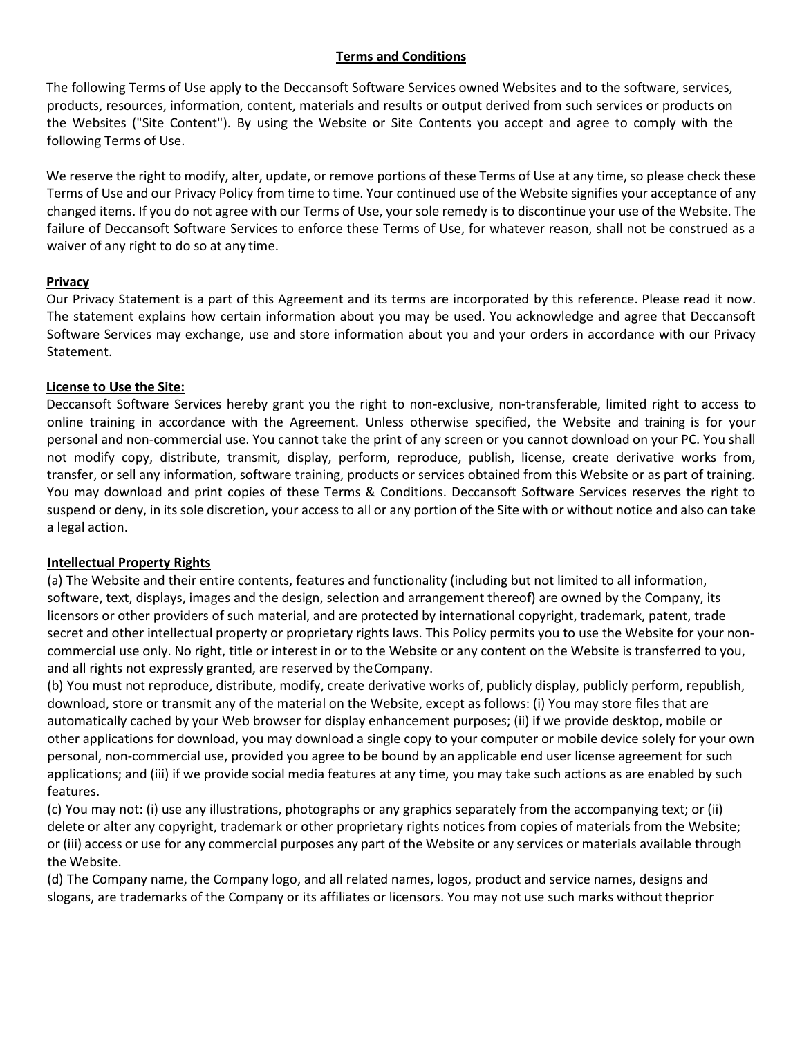# Terms and Conditions

The following Terms of Use apply to the Deccansoft Software Services owned Websites and to the software, services, products, resources, information, content, materials and results or output derived from such services or products on the Websites ("Site Content"). By using the Website or Site Contents you accept and agree to comply with the following Terms of Use.

We reserve the right to modify, alter, update, or remove portions of these Terms of Use at any time, so please check these Terms of Use and our Privacy Policy from time to time. Your continued use of the Website signifies your acceptance of any changed items. If you do not agree with our Terms of Use, your sole remedy is to discontinue your use of the Website. The failure of Deccansoft Software Services to enforce these Terms of Use, for whatever reason, shall not be construed as a waiver of any right to do so at any time.

## Privacy

Our Privacy Statement is a part of this Agreement and its terms are incorporated by this reference. Please read it now. The statement explains how certain information about you may be used. You acknowledge and agree that Deccansoft Software Services may exchange, use and store information about you and your orders in accordance with our Privacy Statement.

## License to Use the Site:

Deccansoft Software Services hereby grant you the right to non-exclusive, non-transferable, limited right to access to online training in accordance with the Agreement. Unless otherwise specified, the Website and training is for your personal and non-commercial use. You cannot take the print of any screen or you cannot download on your PC. You shall not modify copy, distribute, transmit, display, perform, reproduce, publish, license, create derivative works from, transfer, or sell any information, software training, products or services obtained from this Website or as part of training. You may download and print copies of these Terms & Conditions. Deccansoft Software Services reserves the right to suspend or deny, in its sole discretion, your access to all or any portion of the Site with or without notice and also can take a legal action.

## Intellectual Property Rights

(a) The Website and their entire contents, features and functionality (including but not limited to all information, software, text, displays, images and the design, selection and arrangement thereof) are owned by the Company, its licensors or other providers of such material, and are protected by international copyright, trademark, patent, trade secret and other intellectual property or proprietary rights laws. This Policy permits you to use the Website for your non-commercial use only. No right, title or interest in or to the Website or any content on the Website is transferred to you, and all rights not expressly granted, are reserved by the Company.

(b) You must not reproduce, distribute, modify, create derivative works of, publicly display, publicly perform, republish, download, store or transmit any of the material on the Website, except as follows: (i) You may store files that are automatically cached by your Web browser for display enhancement purposes; (ii) if we provide desktop, mobile or other applications for download, you may download a single copy to your computer or mobile device solely for your own personal, non-commercial use, provided you agree to be bound by an applicable end user license agreement for such applications; and (iii) if we provide social media features at any time, you may take such actions as are enabled by such features.

(c) You may not: (i) use any illustrations, photographs or any graphics separately from the accompanying text; or (ii) delete or alter any copyright, trademark or other proprietary rights notices from copies of materials from the Website; or (iii) access or use for any commercial purposes any part of the Website or any services or materials available through the Website.

(d) The Company name, the Company logo, and all related names, logos, product and service names, designs and slogans, are trademarks of the Company or its affiliates or licensors. You may not use such marks without the prior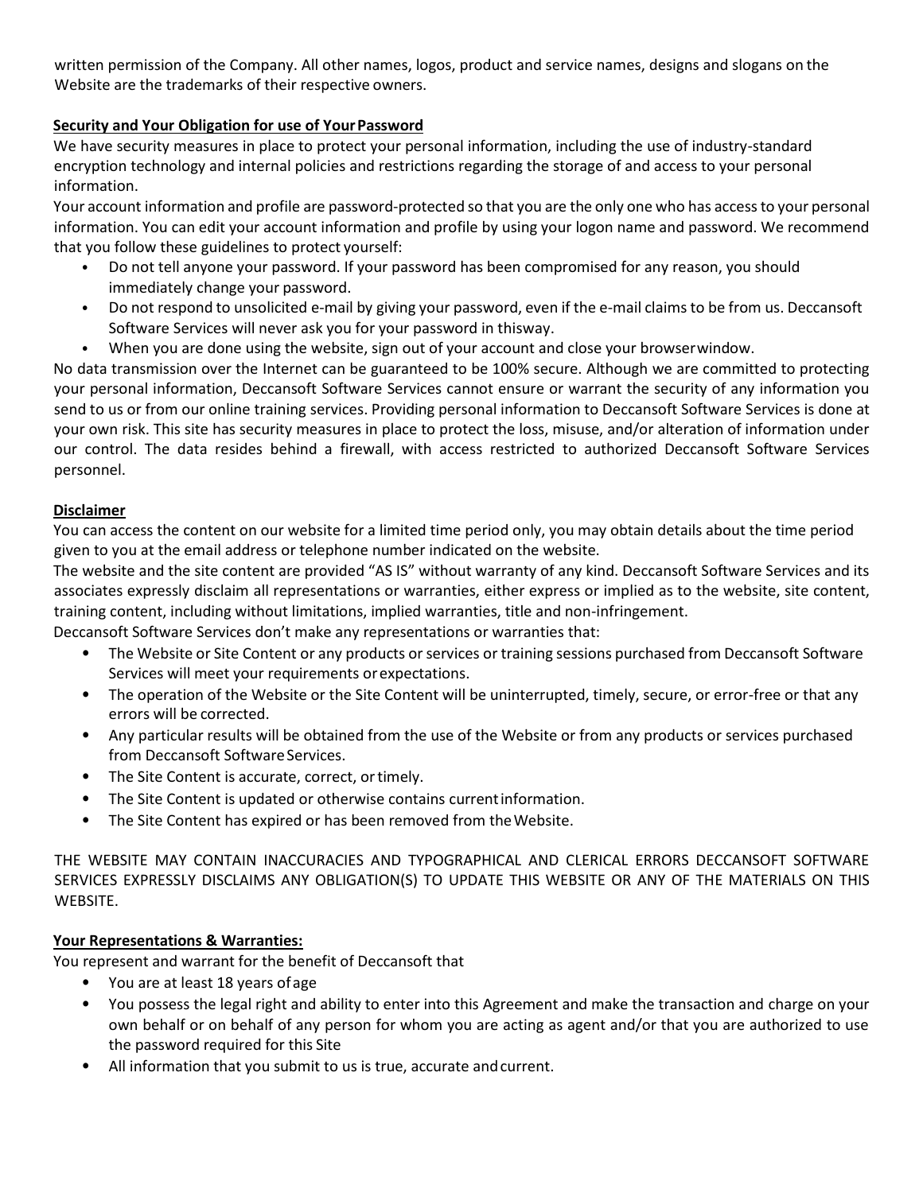written permission of the Company. All other names, logos, product and service names, designs and slogans on the Website are the trademarks of their respective owners.

**Security and Your Obligation for use of Your Password**

We have security measures in place to protect your personal information, including the use of industry-standard encryption technology and internal policies and restrictions regarding the storage of and access to your personal information.

Your account information and profile are password-protected so that you are the only one who has access to your personal information. You can edit your account information and profile by using your logon name and password. We recommend that you follow these guidelines to protect yourself:

- Do not tell anyone your password. If your password has been compromised for any reason, you should immediately change your password.
- Do not respond to unsolicited e-mail by giving your password, even if the e-mail claims to be from us. Deccansoft Software Services will never ask you for your password in thisway.
- When you are done using the website, sign out of your account and close your browserwindow.

No data transmission over the Internet can be guaranteed to be 100% secure. Although we are committed to protecting your personal information, Deccansoft Software Services cannot ensure or warrant the security of any information you send to us or from our online training services. Providing personal information to Deccansoft Software Services is done at your own risk. This site has security measures in place to protect the loss, misuse, and/or alteration of information under our control. The data resides behind a firewall, with access restricted to authorized Deccansoft Software Services personnel.

**Disclaimer**

You can access the content on our website for a limited time period only, you may obtain details about the time period given to you at the email address or telephone number indicated on the website.

The website and the site content are provided "AS IS" without warranty of any kind. Deccansoft Software Services and its associates expressly disclaim all representations or warranties, either express or implied as to the website, site content, training content, including without limitations, implied warranties, title and non-infringement.

Deccansoft Software Services don't make any representations or warranties that:

- The Website or Site Content or any products or services or training sessions purchased from Deccansoft Software Services will meet your requirements orexpectations.
- The operation of the Website or the Site Content will be uninterrupted, timely, secure, or error-free or that any errors will be corrected.
- Any particular results will be obtained from the use of the Website or from any products or services purchased from Deccansoft Software Services.
- The Site Content is accurate, correct, or timely.
- The Site Content is updated or otherwise contains currentinformation.
- The Site Content has expired or has been removed from theWebsite.

THE WEBSITE MAY CONTAIN INACCURACIES AND TYPOGRAPHICAL AND CLERICAL ERRORS DECCANSOFT SOFTWARE SERVICES EXPRESSLY DISCLAIMS ANY OBLIGATION(S) TO UPDATE THIS WEBSITE OR ANY OF THE MATERIALS ON THIS WEBSITE.

**Your Representations & Warranties:**

You represent and warrant for the benefit of Deccansoft that

- You are at least 18 years ofage
- You possess the legal right and ability to enter into this Agreement and make the transaction and charge on your own behalf or on behalf of any person for whom you are acting as agent and/or that you are authorized to use the password required for this Site
- All information that you submit to us is true, accurate andcurrent.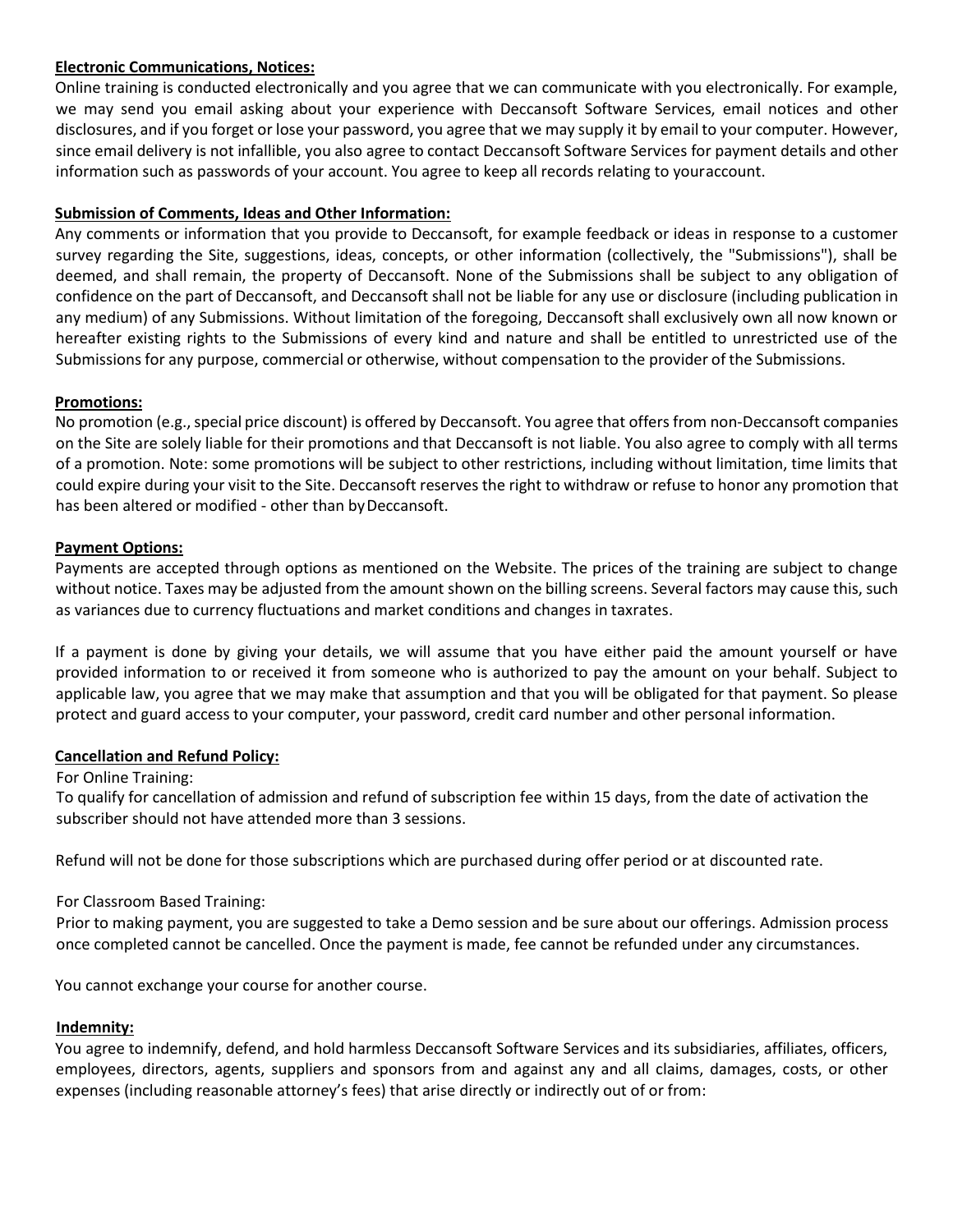**Electronic Communications, Notices:**

Online training is conducted electronically and you agree that we can communicate with you electronically. For example, we may send you email asking about your experience with Deccansoft Software Services, email notices and other disclosures, and if you forget or lose your password, you agree that we may supply it by email to your computer. However, since email delivery is not infallible, you also agree to contact Deccansoft Software Services for payment details and other information such as passwords of your account. You agree to keep all records relating to youraccount.

**Submission of Comments, Ideas and Other Information:**

Any comments or information that you provide to Deccansoft, for example feedback or ideas in response to a customer survey regarding the Site, suggestions, ideas, concepts, or other information (collectively, the "Submissions"), shall be deemed, and shall remain, the property of Deccansoft. None of the Submissions shall be subject to any obligation of confidence on the part of Deccansoft, and Deccansoft shall not be liable for any use or disclosure (including publication in any medium) of any Submissions. Without limitation of the foregoing, Deccansoft shall exclusively own all now known or hereafter existing rights to the Submissions of every kind and nature and shall be entitled to unrestricted use of the Submissions for any purpose, commercial or otherwise, without compensation to the provider of the Submissions.

**Promotions:**

No promotion (e.g., special price discount) is offered by Deccansoft. You agree that offers from non-Deccansoft companies on the Site are solely liable for their promotions and that Deccansoft is not liable. You also agree to comply with all terms of a promotion. Note: some promotions will be subject to other restrictions, including without limitation, time limits that could expire during your visit to the Site. Deccansoft reserves the right to withdraw or refuse to honor any promotion that has been altered or modified - other than byDeccansoft.

**Payment Options:**

Payments are accepted through options as mentioned on the Website. The prices of the training are subject to change without notice. Taxes may be adjusted from the amount shown on the billing screens. Several factors may cause this, such as variances due to currency fluctuations and market conditions and changes in taxrates.

If a payment is done by giving your details, we will assume that you have either paid the amount yourself or have provided information to or received it from someone who is authorized to pay the amount on your behalf. Subject to applicable law, you agree that we may make that assumption and that you will be obligated for that payment. So please protect and guard access to your computer, your password, credit card number and other personal information.

**Cancellation and Refund Policy:**

For Online Training:

To qualify for cancellation of admission and refund of subscription fee within 15 days, from the date of activation the subscriber should not have attended more than 3 sessions.

Refund will not be done for those subscriptions which are purchased during offer period or at discounted rate.

For Classroom Based Training:

Prior to making payment, you are suggested to take a Demo session and be sure about our offerings. Admission process once completed cannot be cancelled. Once the payment is made, fee cannot be refunded under any circumstances.

You cannot exchange your course for another course.

**Indemnity:**

You agree to indemnify, defend, and hold harmless Deccansoft Software Services and its subsidiaries, affiliates, officers, employees, directors, agents, suppliers and sponsors from and against any and all claims, damages, costs, or other expenses (including reasonable attorney's fees) that arise directly or indirectly out of or from: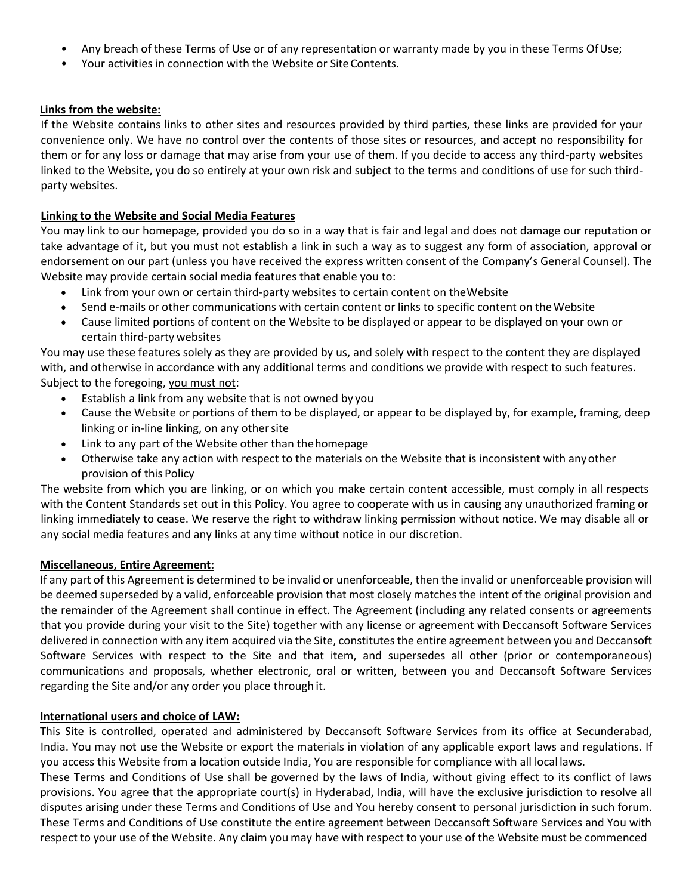- Any breach of these Terms of Use or of any representation or warranty made by you in these Terms Of Use;
- Your activities in connection with the Website or Site Contents.

**Links from the website:**

If the Website contains links to other sites and resources provided by third parties, these links are provided for your convenience only. We have no control over the contents of those sites or resources, and accept no responsibility for them or for any loss or damage that may arise from your use of them. If you decide to access any third-party websites linked to the Website, you do so entirely at your own risk and subject to the terms and conditions of use for such third-party websites.

**Linking to the Website and Social Media Features**

You may link to our homepage, provided you do so in a way that is fair and legal and does not damage our reputation or take advantage of it, but you must not establish a link in such a way as to suggest any form of association, approval or endorsement on our part (unless you have received the express written consent of the Company's General Counsel). The Website may provide certain social media features that enable you to:

- Link from your own or certain third-party websites to certain content on the Website
- Send e-mails or other communications with certain content or links to specific content on the Website
- Cause limited portions of content on the Website to be displayed or appear to be displayed on your own or certain third-party websites

You may use these features solely as they are provided by us, and solely with respect to the content they are displayed with, and otherwise in accordance with any additional terms and conditions we provide with respect to such features. Subject to the foregoing, you must not:

- Establish a link from any website that is not owned by you
- Cause the Website or portions of them to be displayed, or appear to be displayed by, for example, framing, deep linking or in-line linking, on any other site
- Link to any part of the Website other than the homepage
- Otherwise take any action with respect to the materials on the Website that is inconsistent with any other provision of this Policy

The website from which you are linking, or on which you make certain content accessible, must comply in all respects with the Content Standards set out in this Policy. You agree to cooperate with us in causing any unauthorized framing or linking immediately to cease. We reserve the right to withdraw linking permission without notice. We may disable all or any social media features and any links at any time without notice in our discretion.

**Miscellaneous, Entire Agreement:**

If any part of this Agreement is determined to be invalid or unenforceable, then the invalid or unenforceable provision will be deemed superseded by a valid, enforceable provision that most closely matches the intent of the original provision and the remainder of the Agreement shall continue in effect. The Agreement (including any related consents or agreements that you provide during your visit to the Site) together with any license or agreement with Deccansoft Software Services delivered in connection with any item acquired via the Site, constitutes the entire agreement between you and Deccansoft Software Services with respect to the Site and that item, and supersedes all other (prior or contemporaneous) communications and proposals, whether electronic, oral or written, between you and Deccansoft Software Services regarding the Site and/or any order you place through it.

**International users and choice of LAW:**

This Site is controlled, operated and administered by Deccansoft Software Services from its office at Secunderabad, India. You may not use the Website or export the materials in violation of any applicable export laws and regulations. If you access this Website from a location outside India, You are responsible for compliance with all local laws.

These Terms and Conditions of Use shall be governed by the laws of India, without giving effect to its conflict of laws provisions. You agree that the appropriate court(s) in Hyderabad, India, will have the exclusive jurisdiction to resolve all disputes arising under these Terms and Conditions of Use and You hereby consent to personal jurisdiction in such forum. These Terms and Conditions of Use constitute the entire agreement between Deccansoft Software Services and You with respect to your use of the Website. Any claim you may have with respect to your use of the Website must be commenced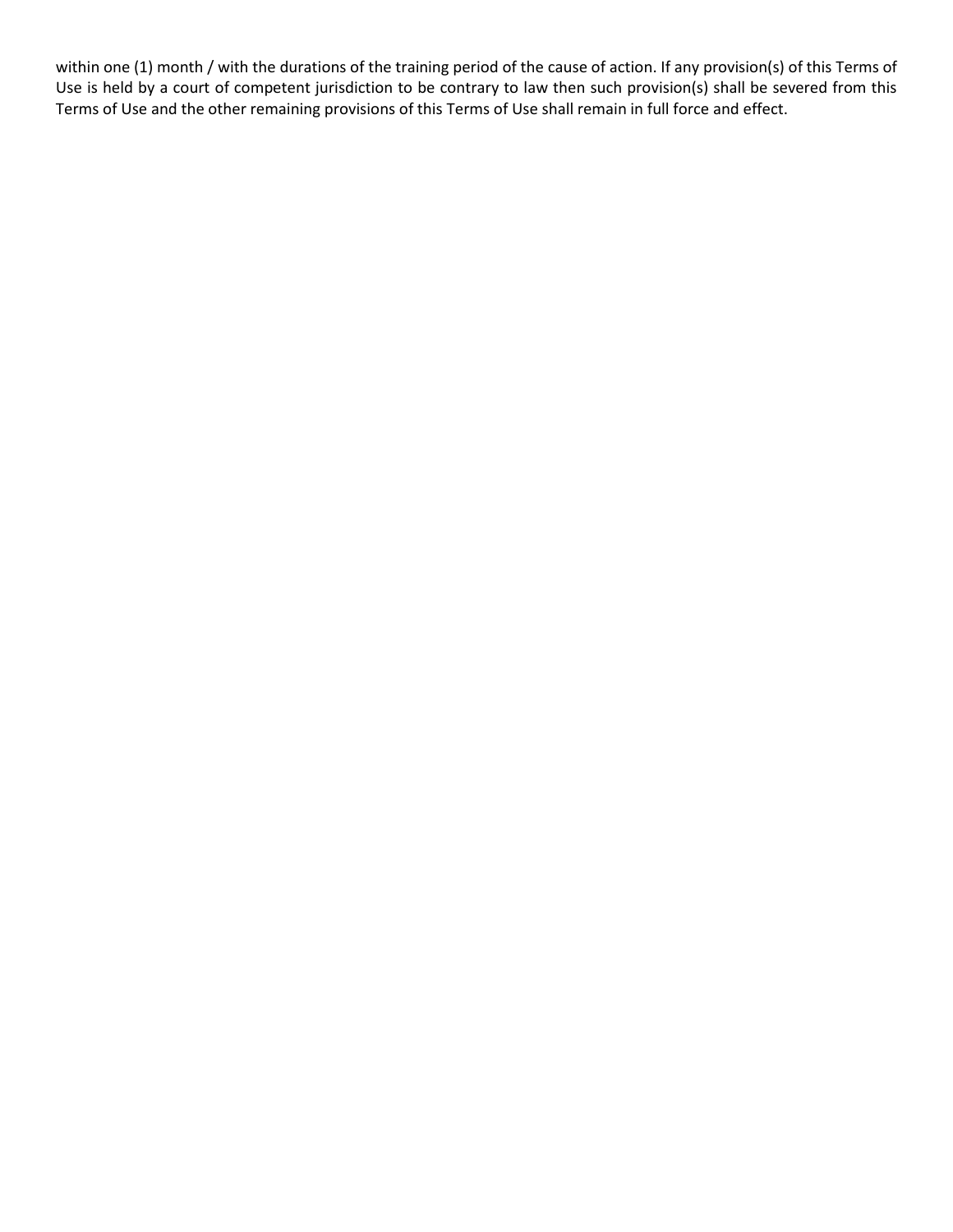within one (1) month / with the durations of the training period of the cause of action. If any provision(s) of this Terms of Use is held by a court of competent jurisdiction to be contrary to law then such provision(s) shall be severed from this Terms of Use and the other remaining provisions of this Terms of Use shall remain in full force and effect.